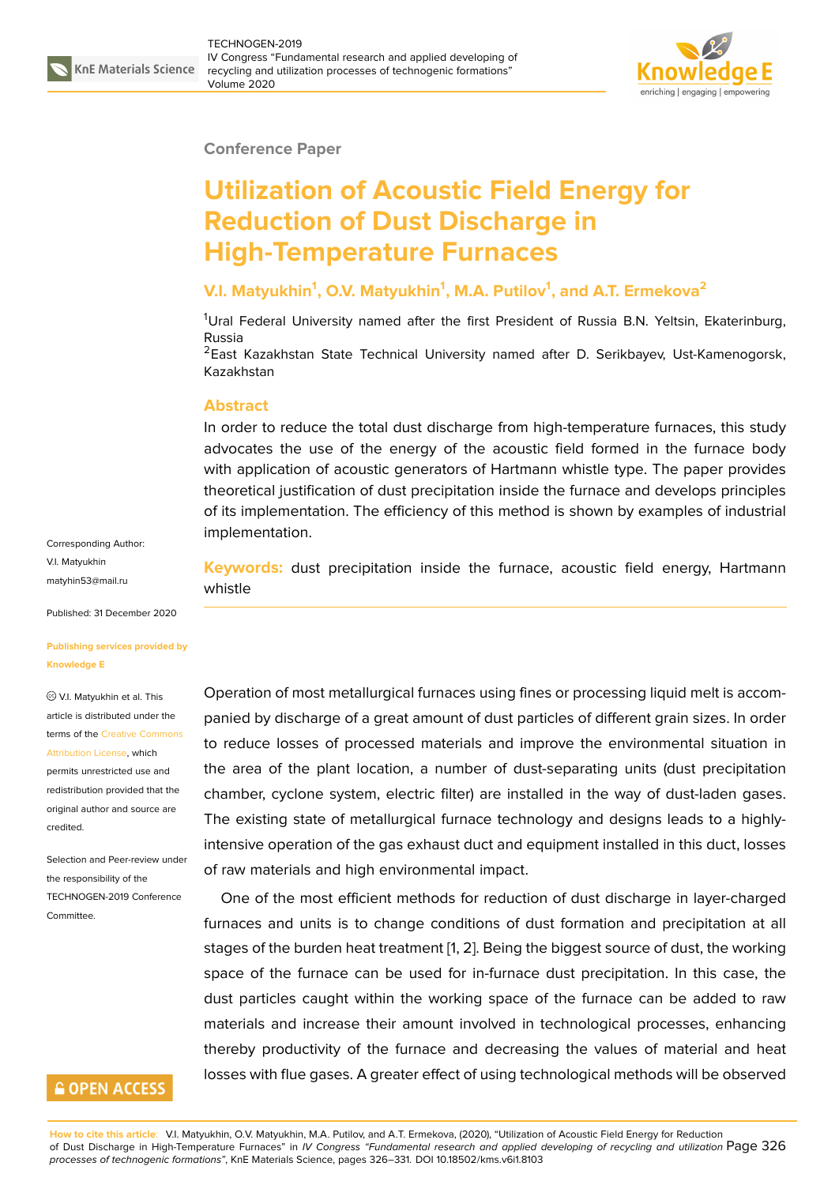Conference Paper

# Utilization of Acoustic Field Energy for Reduction of Dust Discharge in High-Temperature Furnaces

**V.I. Matyukhin[1], O.V. Matyukhin[1], M.A. Putilov[1], and A.T. Ermekova[2]**

[1]Ural Federal University named after the first President of Russia B.N. Yeltsin, Ekaterinburg, Russia
[2]East Kazakhstan State Technical University named after D. Serikbayev, Ust-Kamenogorsk, Kazakhstan

## Abstract

In order to reduce the total dust discharge from high-temperature furnaces, this study advocates the use of the energy of the acoustic field formed in the furnace body with application of acoustic generators of Hartmann whistle type. The paper provides theoretical justification of dust precipitation inside the furnace and develops principles of its implementation. The efficiency of this method is shown by examples of industrial implementation.

**Keywords:** dust precipitation inside the furnace, acoustic field energy, Hartmann whistle

Corresponding Author:
V.I. Matyukhin
matyhin53@mail.ru

Published: 31 December 2020

Publishing services provided by Knowledge E

V.I. Matyukhin et al. This article is distributed under the terms of the Creative Commons Attribution License, which permits unrestricted use and redistribution provided that the original author and source are credited.

Selection and Peer-review under the responsibility of the TECHNOGEN-2019 Conference Committee.

Operation of most metallurgical furnaces using fines or processing liquid melt is accompanied by discharge of a great amount of dust particles of different grain sizes. In order to reduce losses of processed materials and improve the environmental situation in the area of the plant location, a number of dust-separating units (dust precipitation chamber, cyclone system, electric filter) are installed in the way of dust-laden gases. The existing state of metallurgical furnace technology and designs leads to a highly-intensive operation of the gas exhaust duct and equipment installed in this duct, losses of raw materials and high environmental impact.

One of the most efficient methods for reduction of dust discharge in layer-charged furnaces and units is to change conditions of dust formation and precipitation at all stages of the burden heat treatment [1, 2]. Being the biggest source of dust, the working space of the furnace can be used for in-furnace dust precipitation. In this case, the dust particles caught within the working space of the furnace can be added to raw materials and increase their amount involved in technological processes, enhancing thereby productivity of the furnace and decreasing the values of material and heat losses with flue gases. A greater effect of using technological methods will be observed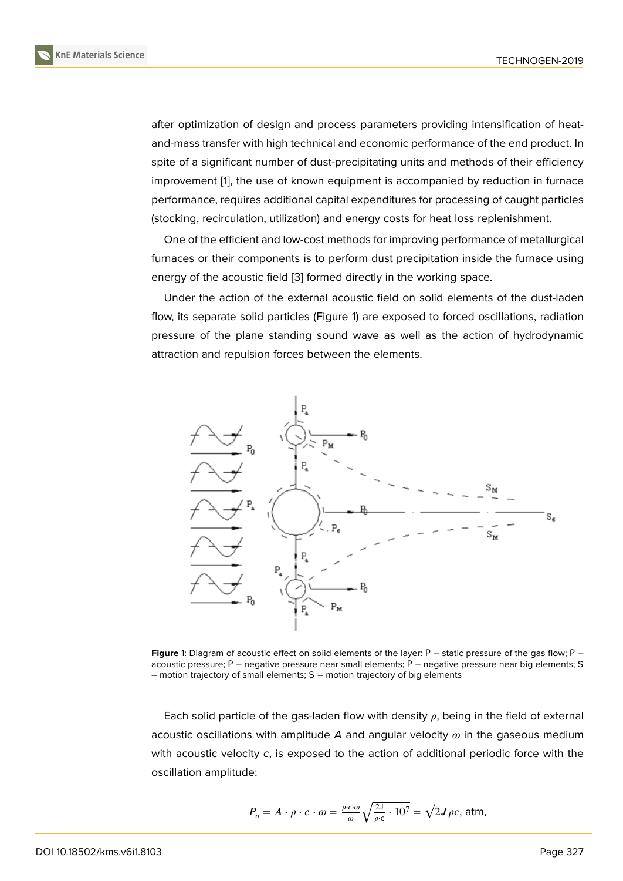after optimization of design and process parameters providing intensification of heat-and-mass transfer with high technical and economic performance of the end product. In spite of a significant number of dust-precipitating units and methods of their efficiency improvement [1], the use of known equipment is accompanied by reduction in furnace performance, requires additional capital expenditures for processing of caught particles (stocking, recirculation, utilization) and energy costs for heat loss replenishment.

One of the efficient and low-cost methods for improving performance of metallurgical furnaces or their components is to perform dust precipitation inside the furnace using energy of the acoustic field [3] formed directly in the working space.

Under the action of the external acoustic field on solid elements of the dust-laden flow, its separate solid particles (Figure 1) are exposed to forced oscillations, radiation pressure of the plane standing sound wave as well as the action of hydrodynamic attraction and repulsion forces between the elements.

**Figure 1**: Diagram of acoustic effect on solid elements of the layer: P – static pressure of the gas flow; P – acoustic pressure; P – negative pressure near small elements; P – negative pressure near big elements; S – motion trajectory of small elements; S – motion trajectory of big elements

Each solid particle of the gas-laden flow with density $\rho$, being in the field of external acoustic oscillations with amplitude $A$ and angular velocity $\omega$ in the gaseous medium with acoustic velocity $c$, is exposed to the action of additional periodic force with the oscillation amplitude:

$$P_a = A \cdot \rho \cdot c \cdot \omega = \frac{\rho \cdot c \cdot \omega}{\omega} \sqrt{\frac{2J}{\rho \cdot c} \cdot 10^7} = \sqrt{2J\rho c}, \text{ atm},$$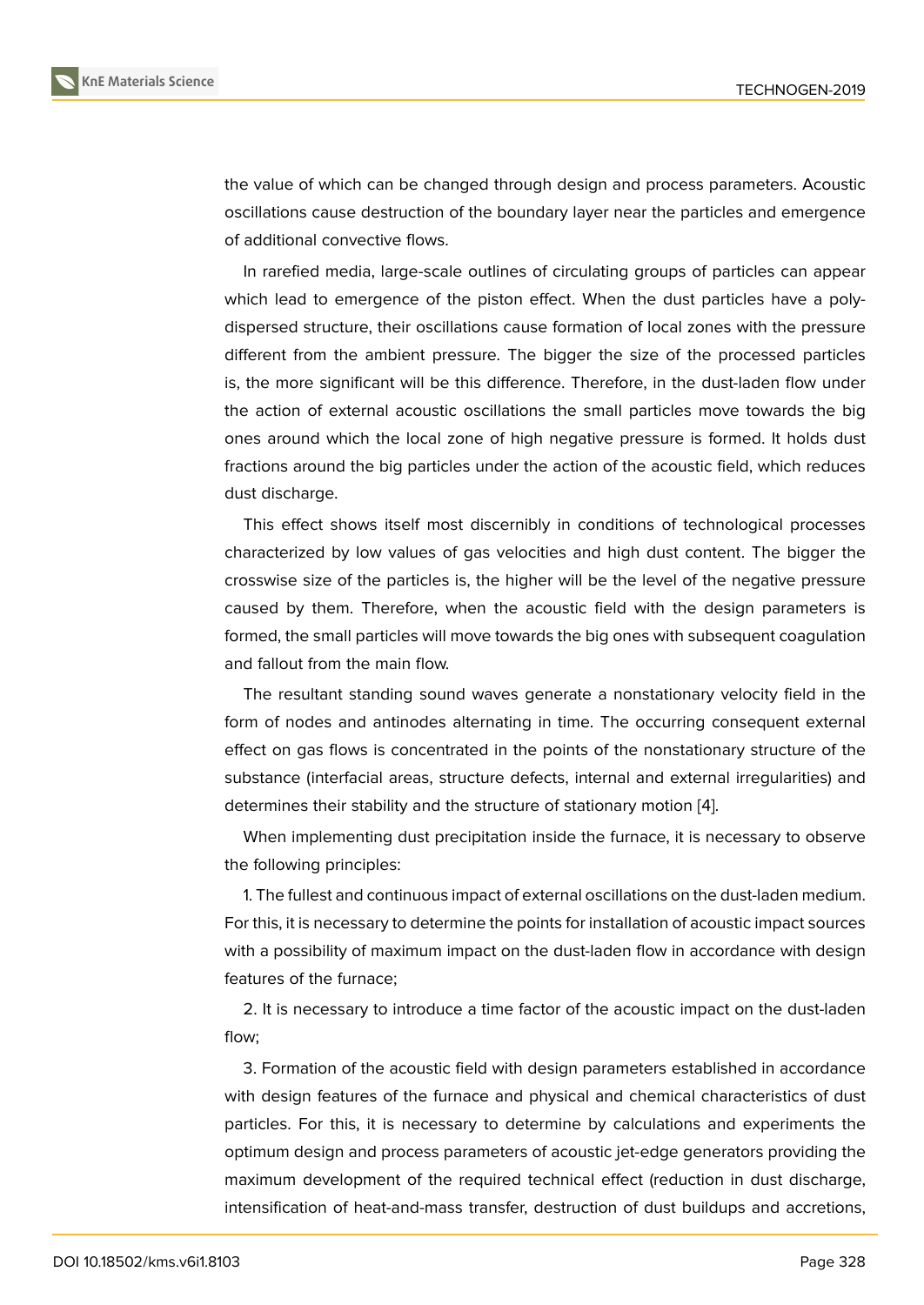the value of which can be changed through design and process parameters. Acoustic oscillations cause destruction of the boundary layer near the particles and emergence of additional convective flows.

In rarefied media, large-scale outlines of circulating groups of particles can appear which lead to emergence of the piston effect. When the dust particles have a polydispersed structure, their oscillations cause formation of local zones with the pressure different from the ambient pressure. The bigger the size of the processed particles is, the more significant will be this difference. Therefore, in the dust-laden flow under the action of external acoustic oscillations the small particles move towards the big ones around which the local zone of high negative pressure is formed. It holds dust fractions around the big particles under the action of the acoustic field, which reduces dust discharge.

This effect shows itself most discernibly in conditions of technological processes characterized by low values of gas velocities and high dust content. The bigger the crosswise size of the particles is, the higher will be the level of the negative pressure caused by them. Therefore, when the acoustic field with the design parameters is formed, the small particles will move towards the big ones with subsequent coagulation and fallout from the main flow.

The resultant standing sound waves generate a nonstationary velocity field in the form of nodes and antinodes alternating in time. The occurring consequent external effect on gas flows is concentrated in the points of the nonstationary structure of the substance (interfacial areas, structure defects, internal and external irregularities) and determines their stability and the structure of stationary motion [4].

When implementing dust precipitation inside the furnace, it is necessary to observe the following principles:

1. The fullest and continuous impact of external oscillations on the dust-laden medium. For this, it is necessary to determine the points for installation of acoustic impact sources with a possibility of maximum impact on the dust-laden flow in accordance with design features of the furnace;

2. It is necessary to introduce a time factor of the acoustic impact on the dust-laden flow;

3. Formation of the acoustic field with design parameters established in accordance with design features of the furnace and physical and chemical characteristics of dust particles. For this, it is necessary to determine by calculations and experiments the optimum design and process parameters of acoustic jet-edge generators providing the maximum development of the required technical effect (reduction in dust discharge, intensification of heat-and-mass transfer, destruction of dust buildups and accretions,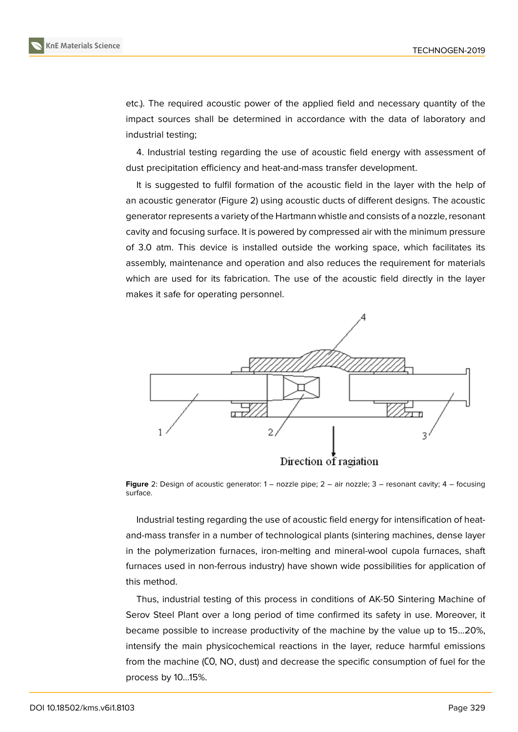etc.). The required acoustic power of the applied field and necessary quantity of the impact sources shall be determined in accordance with the data of laboratory and industrial testing;

4. Industrial testing regarding the use of acoustic field energy with assessment of dust precipitation efficiency and heat-and-mass transfer development.

It is suggested to fulfil formation of the acoustic field in the layer with the help of an acoustic generator (Figure 2) using acoustic ducts of different designs. The acoustic generator represents a variety of the Hartmann whistle and consists of a nozzle, resonant cavity and focusing surface. It is powered by compressed air with the minimum pressure of 3.0 atm. This device is installed outside the working space, which facilitates its assembly, maintenance and operation and also reduces the requirement for materials which are used for its fabrication. The use of the acoustic field directly in the layer makes it safe for operating personnel.

**Figure** 2: Design of acoustic generator: 1 – nozzle pipe; 2 – air nozzle; 3 – resonant cavity; 4 – focusing surface.

Industrial testing regarding the use of acoustic field energy for intensification of heat-and-mass transfer in a number of technological plants (sintering machines, dense layer in the polymerization furnaces, iron-melting and mineral-wool cupola furnaces, shaft furnaces used in non-ferrous industry) have shown wide possibilities for application of this method.

Thus, industrial testing of this process in conditions of AK-50 Sintering Machine of Serov Steel Plant over a long period of time confirmed its safety in use. Moreover, it became possible to increase productivity of the machine by the value up to 15…20%, intensify the main physicochemical reactions in the layer, reduce harmful emissions from the machine (CO, NO, dust) and decrease the specific consumption of fuel for the process by 10…15%.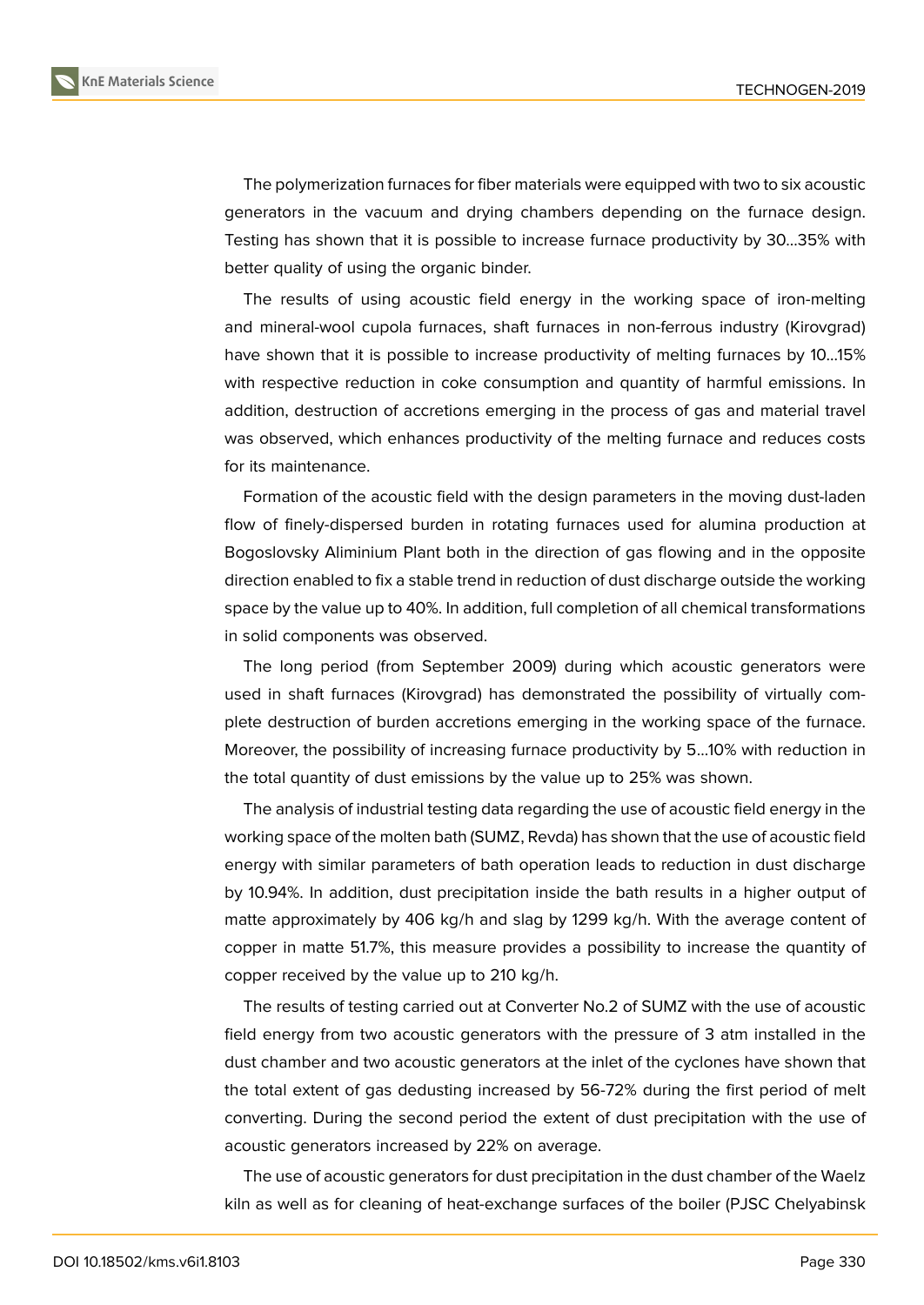The polymerization furnaces for fiber materials were equipped with two to six acoustic generators in the vacuum and drying chambers depending on the furnace design. Testing has shown that it is possible to increase furnace productivity by 30…35% with better quality of using the organic binder.

The results of using acoustic field energy in the working space of iron-melting and mineral-wool cupola furnaces, shaft furnaces in non-ferrous industry (Kirovgrad) have shown that it is possible to increase productivity of melting furnaces by 10…15% with respective reduction in coke consumption and quantity of harmful emissions. In addition, destruction of accretions emerging in the process of gas and material travel was observed, which enhances productivity of the melting furnace and reduces costs for its maintenance.

Formation of the acoustic field with the design parameters in the moving dust-laden flow of finely-dispersed burden in rotating furnaces used for alumina production at Bogoslovsky Aliminium Plant both in the direction of gas flowing and in the opposite direction enabled to fix a stable trend in reduction of dust discharge outside the working space by the value up to 40%. In addition, full completion of all chemical transformations in solid components was observed.

The long period (from September 2009) during which acoustic generators were used in shaft furnaces (Kirovgrad) has demonstrated the possibility of virtually complete destruction of burden accretions emerging in the working space of the furnace. Moreover, the possibility of increasing furnace productivity by 5…10% with reduction in the total quantity of dust emissions by the value up to 25% was shown.

The analysis of industrial testing data regarding the use of acoustic field energy in the working space of the molten bath (SUMZ, Revda) has shown that the use of acoustic field energy with similar parameters of bath operation leads to reduction in dust discharge by 10.94%. In addition, dust precipitation inside the bath results in a higher output of matte approximately by 406 kg/h and slag by 1299 kg/h. With the average content of copper in matte 51.7%, this measure provides a possibility to increase the quantity of copper received by the value up to 210 kg/h.

The results of testing carried out at Converter No.2 of SUMZ with the use of acoustic field energy from two acoustic generators with the pressure of 3 atm installed in the dust chamber and two acoustic generators at the inlet of the cyclones have shown that the total extent of gas dedusting increased by 56-72% during the first period of melt converting. During the second period the extent of dust precipitation with the use of acoustic generators increased by 22% on average.

The use of acoustic generators for dust precipitation in the dust chamber of the Waelz kiln as well as for cleaning of heat-exchange surfaces of the boiler (PJSC Chelyabinsk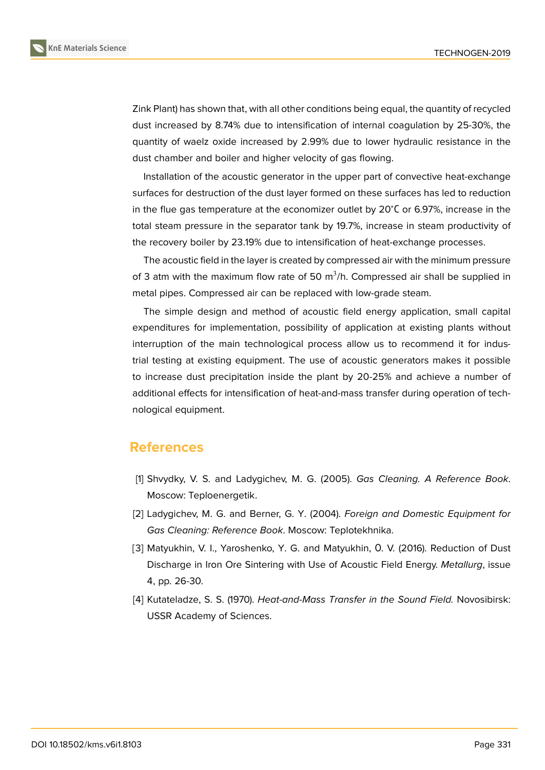Zink Plant) has shown that, with all other conditions being equal, the quantity of recycled dust increased by 8.74% due to intensification of internal coagulation by 25-30%, the quantity of waelz oxide increased by 2.99% due to lower hydraulic resistance in the dust chamber and boiler and higher velocity of gas flowing.

Installation of the acoustic generator in the upper part of convective heat-exchange surfaces for destruction of the dust layer formed on these surfaces has led to reduction in the flue gas temperature at the economizer outlet by 20°C or 6.97%, increase in the total steam pressure in the separator tank by 19.7%, increase in steam productivity of the recovery boiler by 23.19% due to intensification of heat-exchange processes.

The acoustic field in the layer is created by compressed air with the minimum pressure of 3 atm with the maximum flow rate of 50 $m^3$/h. Compressed air shall be supplied in metal pipes. Compressed air can be replaced with low-grade steam.

The simple design and method of acoustic field energy application, small capital expenditures for implementation, possibility of application at existing plants without interruption of the main technological process allow us to recommend it for industrial testing at existing equipment. The use of acoustic generators makes it possible to increase dust precipitation inside the plant by 20-25% and achieve a number of additional effects for intensification of heat-and-mass transfer during operation of technological equipment.

## References

[1] Shvydky, V. S. and Ladygichev, M. G. (2005). *Gas Cleaning. A Reference Book*. Moscow: Teploenergetik.

[2] Ladygichev, M. G. and Berner, G. Y. (2004). *Foreign and Domestic Equipment for Gas Cleaning: Reference Book*. Moscow: Teplotekhnika.

[3] Matyukhin, V. I., Yaroshenko, Y. G. and Matyukhin, O. V. (2016). Reduction of Dust Discharge in Iron Ore Sintering with Use of Acoustic Field Energy. *Metallurg*, issue 4, pp. 26-30.

[4] Kutateladze, S. S. (1970). *Heat-and-Mass Transfer in the Sound Field.* Novosibirsk: USSR Academy of Sciences.